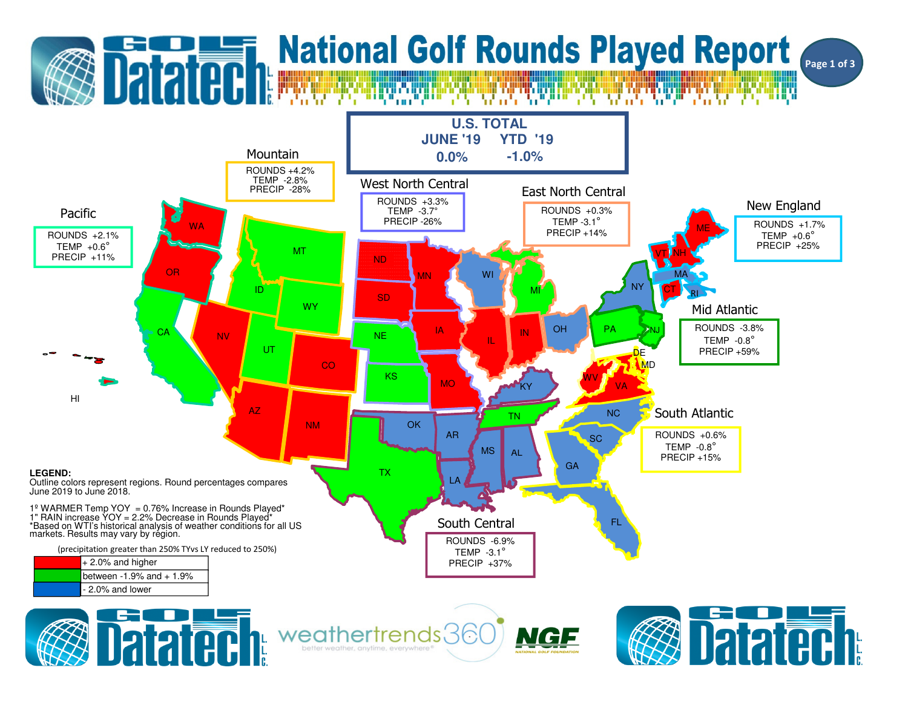# National Golf Rounds Played Report

## U.S. TOTAL

| JUNE '19 | YTD '19 |
|---|---|
| 0.0% | -1.0% |

## Regional Results

| Region | ROUNDS | TEMP | PRECIP |
|---|---|---|---|
| Pacific | +2.1% | +0.6° | +11% |
| Mountain | +4.2% | -2.8% | -28% |
| West North Central | +3.3% | -3.7° | -26% |
| East North Central | +0.3% | -3.1° | +14% |
| New England | +1.7% | +0.6° | +25% |
| Mid Atlantic | -3.8% | -0.8° | +59% |
| South Atlantic | +0.6% | -0.8° | +15% |
| South Central | -6.9% | -3.1° | +37% |

States shown: WA, OR, CA, HI, NV, ID, MT, WY, UT, CO, AZ, NM, ND, SD, NE, KS, MN, IA, MO, WI, MI, IL, IN, OH, KY, TN, OK, TX, AR, LA, MS, AL, GA, FL, SC, NC, VA, WV, MD, DE, NJ, PA, NY, CT, RI, MA, VT, NH, ME

**LEGEND:**
Outline colors represent regions. Round percentages compares June 2019 to June 2018.

1º WARMER Temp YOY = 0.76% Increase in Rounds Played*
1" RAIN increase YOY = 2.2% Decrease in Rounds Played*
*Based on WTI's historical analysis of weather conditions for all US markets. Results may vary by region.

(precipitation greater than 250% TYvs LY reduced to 250%)

| Color | Range |
|---|---|
| Red | + 2.0% and higher |
| Green | between -1.9% and + 1.9% |
| Blue | - 2.0% and lower |

Golf Datatech L.L.C. | weathertrends360 — better weather, anytime, everywhere® | NGF National Golf Foundation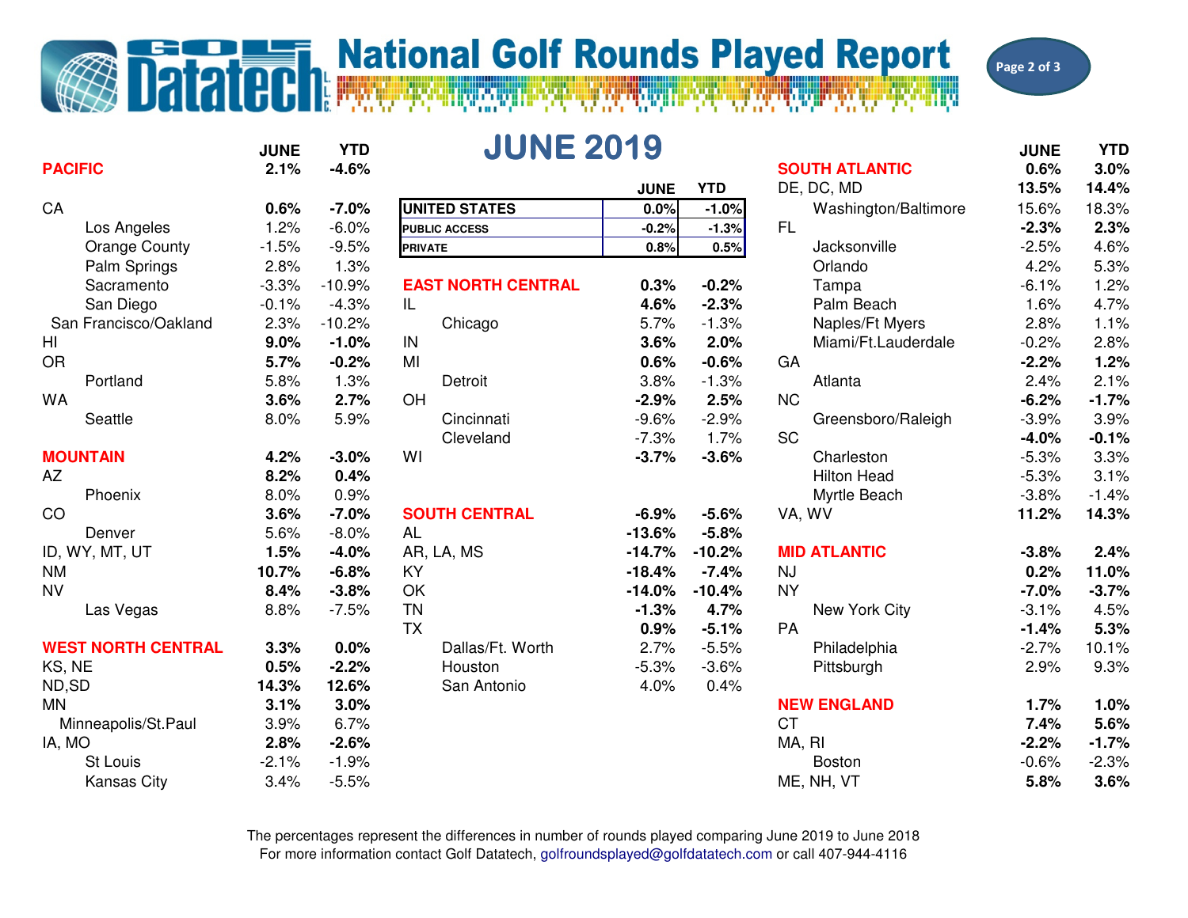# National Golf Rounds Played Report

## JUNE 2019

| | JUNE | YTD |
|---|---|---|
| **UNITED STATES** | **0.0%** | **-1.0%** |
| **PUBLIC ACCESS** | **-0.2%** | **-1.3%** |
| **PRIVATE** | **0.8%** | **0.5%** |

| | JUNE | YTD |
|---|---|---|
| **PACIFIC** | **2.1%** | **-4.6%** |
| **CA** | **0.6%** | **-7.0%** |
| Los Angeles | 1.2% | -6.0% |
| Orange County | -1.5% | -9.5% |
| Palm Springs | 2.8% | 1.3% |
| Sacramento | -3.3% | -10.9% |
| San Diego | -0.1% | -4.3% |
| San Francisco/Oakland | 2.3% | -10.2% |
| **HI** | **9.0%** | **-1.0%** |
| **OR** | **5.7%** | **-0.2%** |
| Portland | 5.8% | 1.3% |
| **WA** | **3.6%** | **2.7%** |
| Seattle | 8.0% | 5.9% |
| **MOUNTAIN** | **4.2%** | **-3.0%** |
| **AZ** | **8.2%** | **0.4%** |
| Phoenix | 8.0% | 0.9% |
| **CO** | **3.6%** | **-7.0%** |
| Denver | 5.6% | -8.0% |
| **ID, WY, MT, UT** | **1.5%** | **-4.0%** |
| **NM** | **10.7%** | **-6.8%** |
| **NV** | **8.4%** | **-3.8%** |
| Las Vegas | 8.8% | -7.5% |
| **WEST NORTH CENTRAL** | **3.3%** | **0.0%** |
| **KS, NE** | **0.5%** | **-2.2%** |
| **ND,SD** | **14.3%** | **12.6%** |
| **MN** | **3.1%** | **3.0%** |
| Minneapolis/St.Paul | 3.9% | 6.7% |
| **IA, MO** | **2.8%** | **-2.6%** |
| St Louis | -2.1% | -1.9% |
| Kansas City | 3.4% | -5.5% |

| | JUNE | YTD |
|---|---|---|
| **EAST NORTH CENTRAL** | **0.3%** | **-0.2%** |
| **IL** | **4.6%** | **-2.3%** |
| Chicago | 5.7% | -1.3% |
| **IN** | **3.6%** | **2.0%** |
| **MI** | **0.6%** | **-0.6%** |
| Detroit | 3.8% | -1.3% |
| **OH** | **-2.9%** | **2.5%** |
| Cincinnati | -9.6% | -2.9% |
| Cleveland | -7.3% | 1.7% |
| **WI** | **-3.7%** | **-3.6%** |
| **SOUTH CENTRAL** | **-6.9%** | **-5.6%** |
| **AL** | **-13.6%** | **-5.8%** |
| **AR, LA, MS** | **-14.7%** | **-10.2%** |
| **KY** | **-18.4%** | **-7.4%** |
| **OK** | **-14.0%** | **-10.4%** |
| **TN** | **-1.3%** | **4.7%** |
| **TX** | **0.9%** | **-5.1%** |
| Dallas/Ft. Worth | 2.7% | -5.5% |
| Houston | -5.3% | -3.6% |
| San Antonio | 4.0% | 0.4% |

| | JUNE | YTD |
|---|---|---|
| **SOUTH ATLANTIC** | **0.6%** | **3.0%** |
| **DE, DC, MD** | **13.5%** | **14.4%** |
| Washington/Baltimore | 15.6% | 18.3% |
| **FL** | **-2.3%** | **2.3%** |
| Jacksonville | -2.5% | 4.6% |
| Orlando | 4.2% | 5.3% |
| Tampa | -6.1% | 1.2% |
| Palm Beach | 1.6% | 4.7% |
| Naples/Ft Myers | 2.8% | 1.1% |
| Miami/Ft.Lauderdale | -0.2% | 2.8% |
| **GA** | **-2.2%** | **1.2%** |
| Atlanta | 2.4% | 2.1% |
| **NC** | **-6.2%** | **-1.7%** |
| Greensboro/Raleigh | -3.9% | 3.9% |
| **SC** | **-4.0%** | **-0.1%** |
| Charleston | -5.3% | 3.3% |
| Hilton Head | -5.3% | 3.1% |
| Myrtle Beach | -3.8% | -1.4% |
| **VA, WV** | **11.2%** | **14.3%** |
| **MID ATLANTIC** | **-3.8%** | **2.4%** |
| **NJ** | **0.2%** | **11.0%** |
| **NY** | **-7.0%** | **-3.7%** |
| New York City | -3.1% | 4.5% |
| **PA** | **-1.4%** | **5.3%** |
| Philadelphia | -2.7% | 10.1% |
| Pittsburgh | 2.9% | 9.3% |
| **NEW ENGLAND** | **1.7%** | **1.0%** |
| **CT** | **7.4%** | **5.6%** |
| **MA, RI** | **-2.2%** | **-1.7%** |
| Boston | -0.6% | -2.3% |
| **ME, NH, VT** | **5.8%** | **3.6%** |

The percentages represent the differences in number of rounds played comparing June 2019 to June 2018
For more information contact Golf Datatech, golfroundsplayed@golfdatatech.com or call 407-944-4116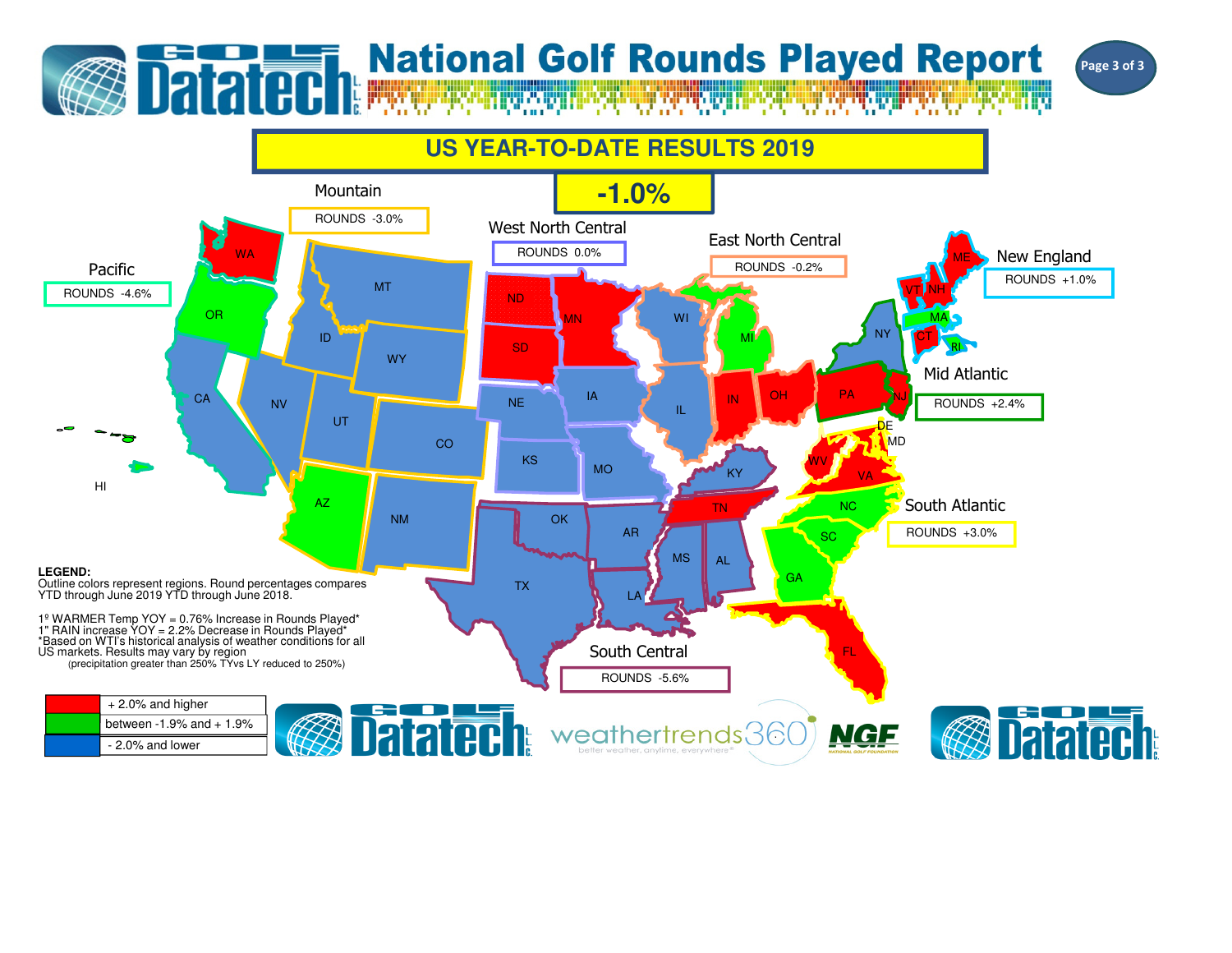# National Golf Rounds Played Report

## US YEAR-TO-DATE RESULTS 2019

**-1.0%**

Mountain
ROUNDS -3.0%

West North Central
ROUNDS 0.0%

East North Central
ROUNDS -0.2%

New England
ROUNDS +1.0%

Pacific
ROUNDS -4.6%

Mid Atlantic
ROUNDS +2.4%

South Atlantic
ROUNDS +3.0%

South Central
ROUNDS -5.6%

WA, OR, CA, HI, MT, ID, WY, NV, UT, CO, AZ, NM, ND, SD, MN, NE, IA, KS, MO, WI, MI, IL, IN, OH, KY, TN, ME, VT, NH, MA, CT, RI, NY, PA, NJ, DE, MD, WV, VA, NC, SC, GA, FL, OK, TX, AR, LA, MS, AL

**LEGEND:**
Outline colors represent regions. Round percentages compares YTD through June 2019 YTD through June 2018.

1º WARMER Temp YOY = 0.76% Increase in Rounds Played*
1" RAIN increase YOY = 2.2% Decrease in Rounds Played*
*Based on WTI's historical analysis of weather conditions for all US markets. Results may vary by region
(precipitation greater than 250% TYvs LY reduced to 250%)

+ 2.0% and higher
between -1.9% and + 1.9%
- 2.0% and lower

Golf Datatech L.L.C.
weathertrends360 better weather, anytime, everywhere®
NGF NATIONAL GOLF FOUNDATION
Golf Datatech L.L.C.